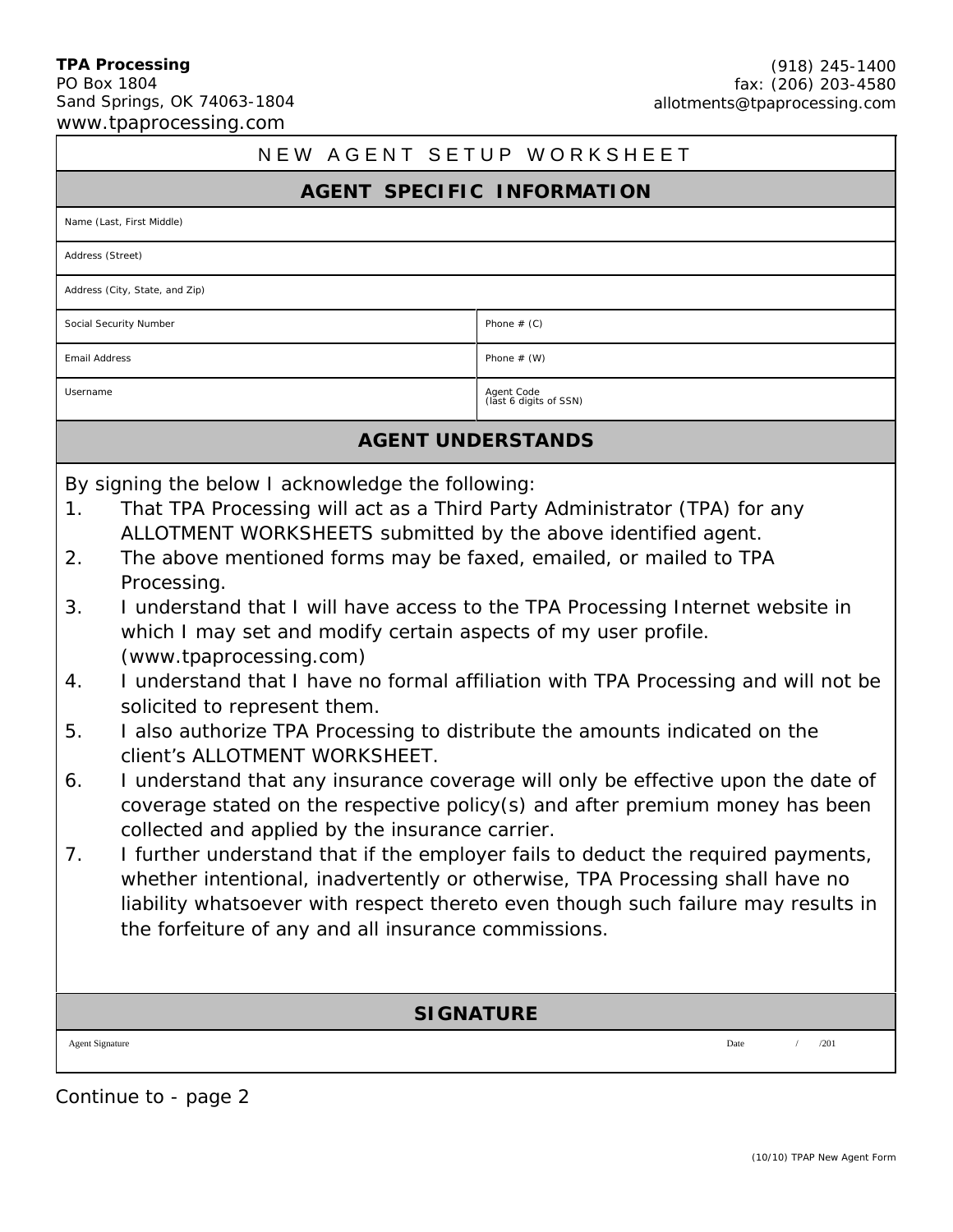**TPA Processing**
PO Box 1804
Sand Springs, OK 74063-1804
www.tpaprocessing.com

(918) 245-1400
fax: (206) 203-4580
allotments@tpaprocessing.com

# NEW AGENT SETUP WORKSHEET

## AGENT SPECIFIC INFORMATION

| Name (Last, First Middle) | |
|---|---|
| Address (Street) | |
| Address (City, State, and Zip) | |
| Social Security Number | Phone # (C) |
| Email Address | Phone # (W) |
| Username | Agent Code (last 6 digits of SSN) |

## AGENT UNDERSTANDS

By signing the below I acknowledge the following:

1. That TPA Processing will act as a Third Party Administrator (TPA) for any ALLOTMENT WORKSHEETS submitted by the above identified agent.
2. The above mentioned forms may be faxed, emailed, or mailed to TPA Processing.
3. I understand that I will have access to the TPA Processing Internet website in which I may set and modify certain aspects of my user profile. (www.tpaprocessing.com)
4. I understand that I have no formal affiliation with TPA Processing and will not be solicited to represent them.
5. I also authorize TPA Processing to distribute the amounts indicated on the client's ALLOTMENT WORKSHEET.
6. I understand that any insurance coverage will only be effective upon the date of coverage stated on the respective policy(s) and after premium money has been collected and applied by the insurance carrier.
7. I further understand that if the employer fails to deduct the required payments, whether intentional, inadvertently or otherwise, TPA Processing shall have no liability whatsoever with respect thereto even though such failure may results in the forfeiture of any and all insurance commissions.

## SIGNATURE

| Agent Signature | Date / /201 |
|---|---|

Continue to - page 2

(10/10) TPAP New Agent Form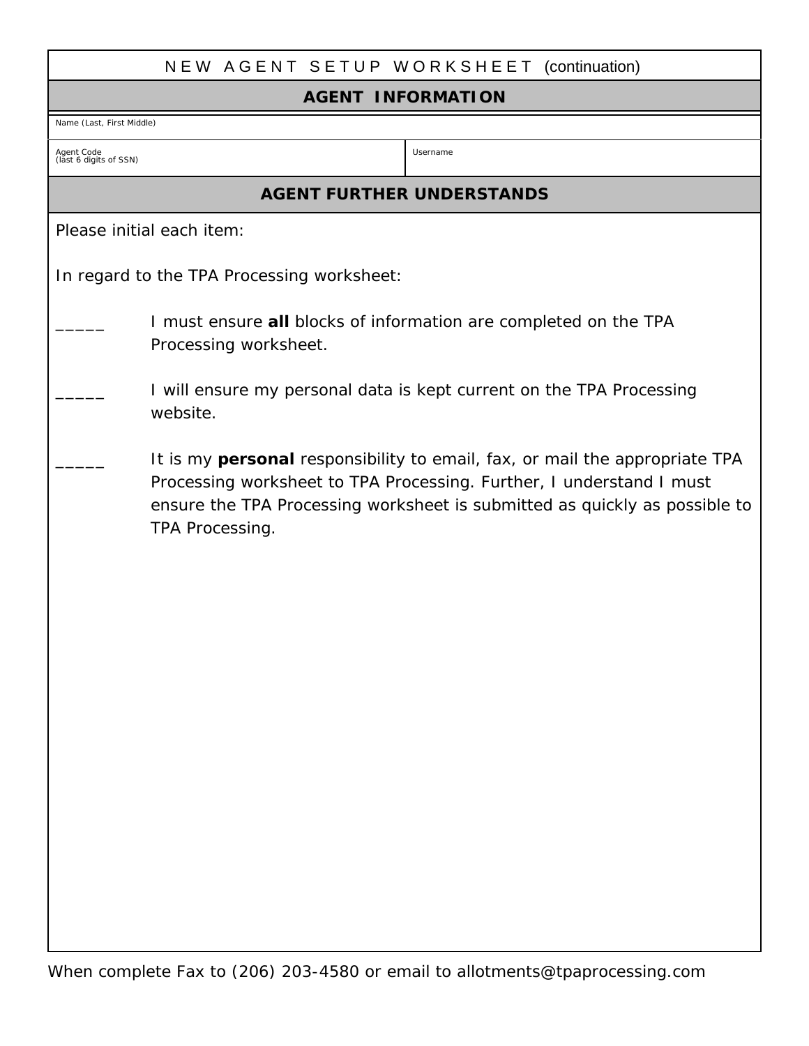# NEW AGENT SETUP WORKSHEET (continuation)

## AGENT INFORMATION

| Name (Last, First Middle) | |
|---|---|
| Agent Code (last 6 digits of SSN) | Username |

## AGENT FURTHER UNDERSTANDS

Please initial each item:

In regard to the TPA Processing worksheet:

_____ I must ensure **all** blocks of information are completed on the TPA Processing worksheet.

_____ I will ensure my personal data is kept current on the TPA Processing website.

_____ It is my **personal** responsibility to email, fax, or mail the appropriate TPA Processing worksheet to TPA Processing. Further, I understand I must ensure the TPA Processing worksheet is submitted as quickly as possible to TPA Processing.

When complete Fax to (206) 203-4580 or email to allotments@tpaprocessing.com